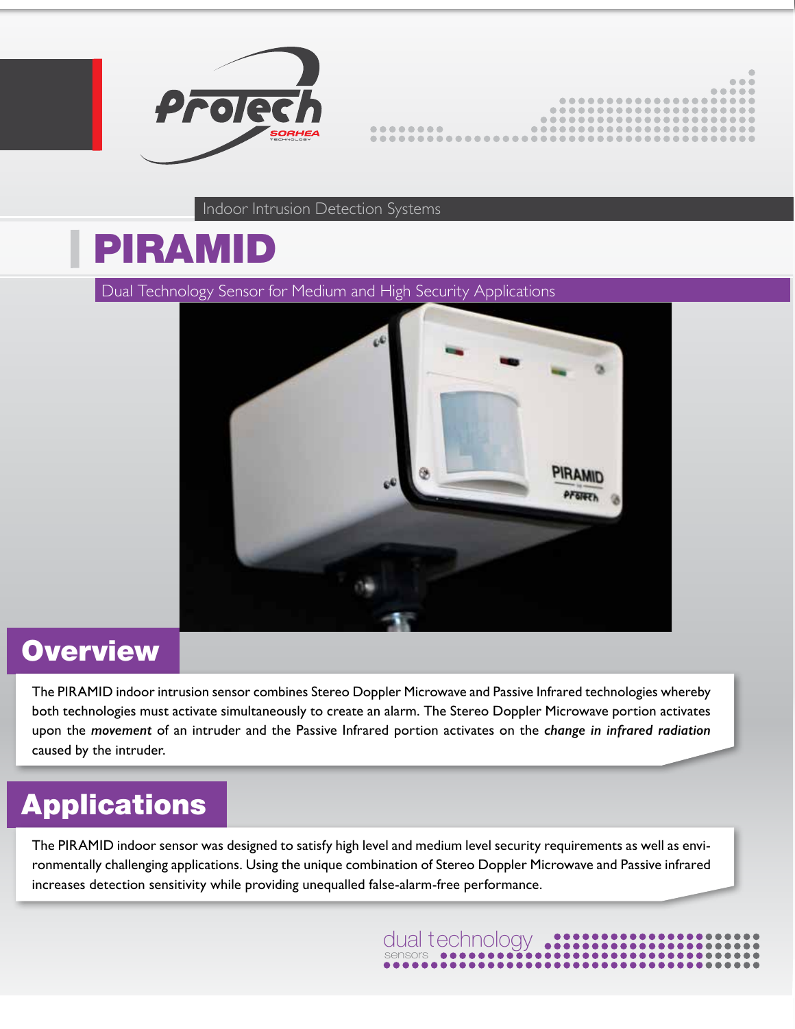Indoor Intrusion Detection Systems

# PIRAMID

Dual Technology Sensor for Medium and High Security Applications

## Overview

The PIRAMID indoor intrusion sensor combines Stereo Doppler Microwave and Passive Infrared technologies whereby both technologies must activate simultaneously to create an alarm. The Stereo Doppler Microwave portion activates upon the ***movement*** of an intruder and the Passive Infrared portion activates on the ***change in infrared radiation*** caused by the intruder.

## Applications

The PIRAMID indoor sensor was designed to satisfy high level and medium level security requirements as well as environmentally challenging applications. Using the unique combination of Stereo Doppler Microwave and Passive infrared increases detection sensitivity while providing unequalled false-alarm-free performance.

dual technology sensors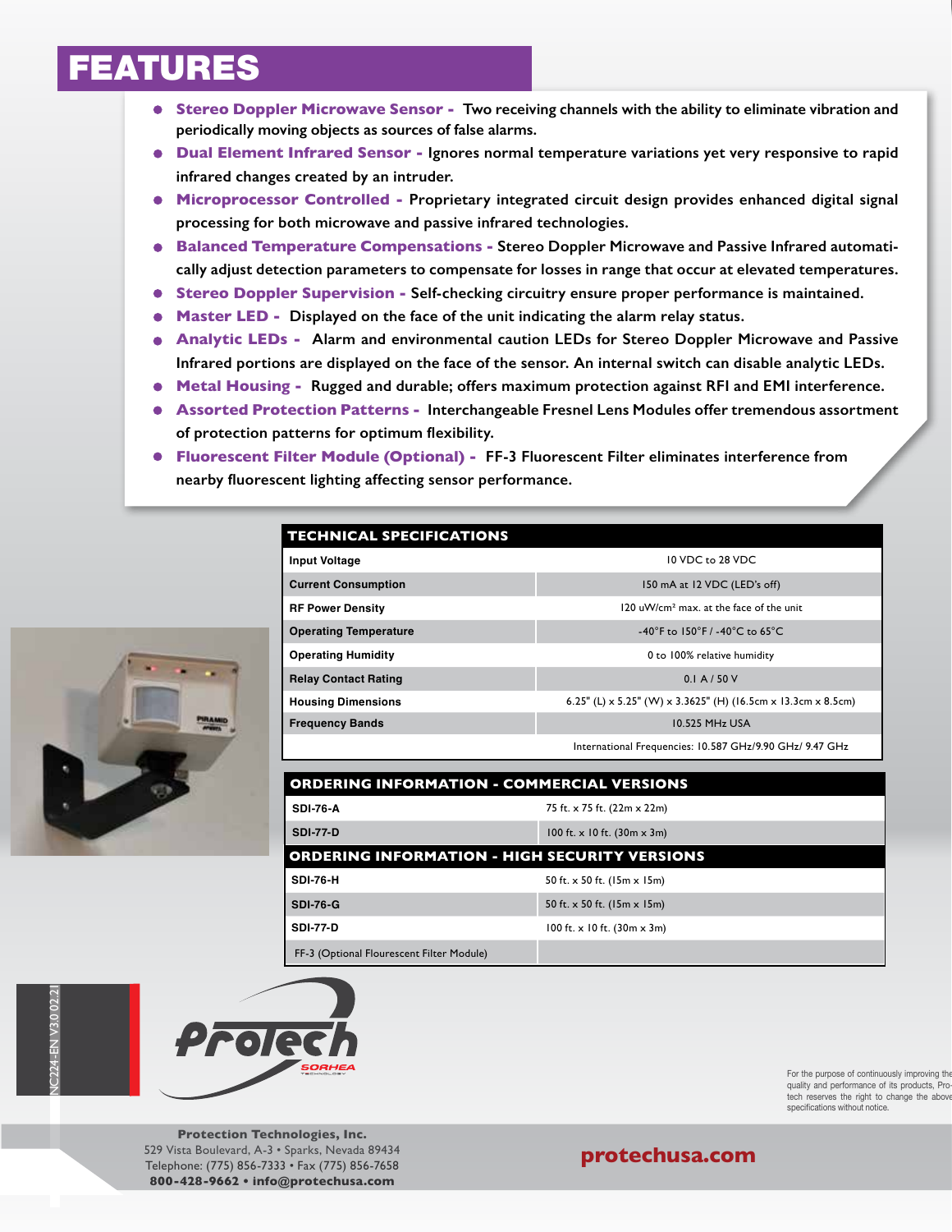# FEATURES

- **Stereo Doppler Microwave Sensor -** Two receiving channels with the ability to eliminate vibration and periodically moving objects as sources of false alarms.
- **Dual Element Infrared Sensor -** Ignores normal temperature variations yet very responsive to rapid infrared changes created by an intruder.
- **Microprocessor Controlled -** Proprietary integrated circuit design provides enhanced digital signal processing for both microwave and passive infrared technologies.
- **Balanced Temperature Compensations -** Stereo Doppler Microwave and Passive Infrared automatically adjust detection parameters to compensate for losses in range that occur at elevated temperatures.
- **Stereo Doppler Supervision -** Self-checking circuitry ensure proper performance is maintained.
- **Master LED -** Displayed on the face of the unit indicating the alarm relay status.
- **Analytic LEDs -** Alarm and environmental caution LEDs for Stereo Doppler Microwave and Passive Infrared portions are displayed on the face of the sensor. An internal switch can disable analytic LEDs.
- **Metal Housing -** Rugged and durable; offers maximum protection against RFI and EMI interference.
- **Assorted Protection Patterns -** Interchangeable Fresnel Lens Modules offer tremendous assortment of protection patterns for optimum flexibility.
- **Fluorescent Filter Module (Optional) -** FF-3 Fluorescent Filter eliminates interference from nearby fluorescent lighting affecting sensor performance.

## TECHNICAL SPECIFICATIONS

| | |
|---|---|
| **Input Voltage** | 10 VDC to 28 VDC |
| **Current Consumption** | 150 mA at 12 VDC (LED's off) |
| **RF Power Density** | 120 uW/cm² max. at the face of the unit |
| **Operating Temperature** | -40°F to 150°F / -40°C to 65°C |
| **Operating Humidity** | 0 to 100% relative humidity |
| **Relay Contact Rating** | 0.1 A / 50 V |
| **Housing Dimensions** | 6.25" (L) x 5.25" (W) x 3.3625" (H) (16.5cm x 13.3cm x 8.5cm) |
| **Frequency Bands** | 10.525 MHz USA |
| | International Frequencies: 10.587 GHz/9.90 GHz/ 9.47 GHz |

## ORDERING INFORMATION - COMMERCIAL VERSIONS

| | |
|---|---|
| **SDI-76-A** | 75 ft. x 75 ft. (22m x 22m) |
| **SDI-77-D** | 100 ft. x 10 ft. (30m x 3m) |

## ORDERING INFORMATION - HIGH SECURITY VERSIONS

| | |
|---|---|
| **SDI-76-H** | 50 ft. x 50 ft. (15m x 15m) |
| **SDI-76-G** | 50 ft. x 50 ft. (15m x 15m) |
| **SDI-77-D** | 100 ft. x 10 ft. (30m x 3m) |
| FF-3 (Optional Flourescent Filter Module) | |

NC224-EN V3.0 02.21

For the purpose of continuously improving the quality and performance of its products, Protech reserves the right to change the above specifications without notice.

**Protection Technologies, Inc.**
529 Vista Boulevard, A-3 • Sparks, Nevada 89434
Telephone: (775) 856-7333 • Fax (775) 856-7658
**800-428-9662 • info@protechusa.com**

**protechusa.com**